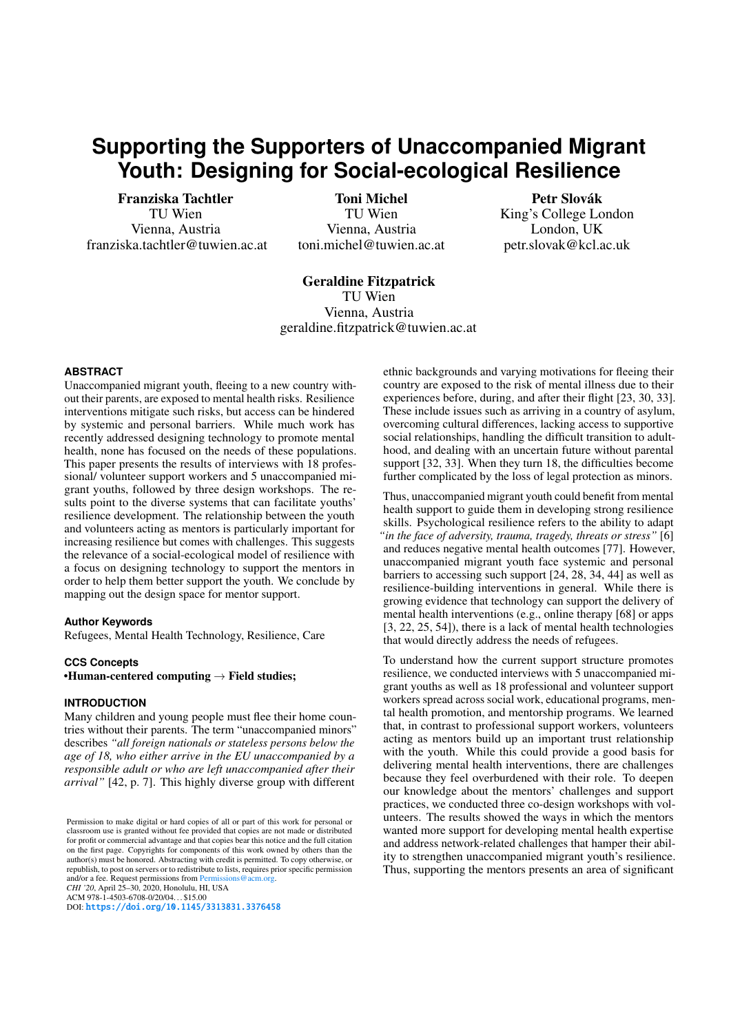# Supporting the Supporters of Unaccompanied Migrant Youth: Designing for Social-ecological Resilience

**Franziska Tachtler**
TU Wien
Vienna, Austria
franziska.tachtler@tuwien.ac.at

**Toni Michel**
TU Wien
Vienna, Austria
toni.michel@tuwien.ac.at

**Petr Slovák**
King's College London
London, UK
petr.slovak@kcl.ac.uk

**Geraldine Fitzpatrick**
TU Wien
Vienna, Austria
geraldine.fitzpatrick@tuwien.ac.at

## ABSTRACT

Unaccompanied migrant youth, fleeing to a new country without their parents, are exposed to mental health risks. Resilience interventions mitigate such risks, but access can be hindered by systemic and personal barriers. While much work has recently addressed designing technology to promote mental health, none has focused on the needs of these populations. This paper presents the results of interviews with 18 professional/ volunteer support workers and 5 unaccompanied migrant youths, followed by three design workshops. The results point to the diverse systems that can facilitate youths' resilience development. The relationship between the youth and volunteers acting as mentors is particularly important for increasing resilience but comes with challenges. This suggests the relevance of a social-ecological model of resilience with a focus on designing technology to support the mentors in order to help them better support the youth. We conclude by mapping out the design space for mentor support.

### Author Keywords

Refugees, Mental Health Technology, Resilience, Care

### CCS Concepts

•**Human-centered computing** → **Field studies;**

## INTRODUCTION

Many children and young people must flee their home countries without their parents. The term "unaccompanied minors" describes *"all foreign nationals or stateless persons below the age of 18, who either arrive in the EU unaccompanied by a responsible adult or who are left unaccompanied after their arrival"* [42, p. 7]. This highly diverse group with different ethnic backgrounds and varying motivations for fleeing their country are exposed to the risk of mental illness due to their experiences before, during, and after their flight [23, 30, 33]. These include issues such as arriving in a country of asylum, overcoming cultural differences, lacking access to supportive social relationships, handling the difficult transition to adulthood, and dealing with an uncertain future without parental support [32, 33]. When they turn 18, the difficulties become further complicated by the loss of legal protection as minors.

Thus, unaccompanied migrant youth could benefit from mental health support to guide them in developing strong resilience skills. Psychological resilience refers to the ability to adapt *"in the face of adversity, trauma, tragedy, threats or stress"* [6] and reduces negative mental health outcomes [77]. However, unaccompanied migrant youth face systemic and personal barriers to accessing such support [24, 28, 34, 44] as well as resilience-building interventions in general. While there is growing evidence that technology can support the delivery of mental health interventions (e.g., online therapy [68] or apps [3, 22, 25, 54]), there is a lack of mental health technologies that would directly address the needs of refugees.

To understand how the current support structure promotes resilience, we conducted interviews with 5 unaccompanied migrant youths as well as 18 professional and volunteer support workers spread across social work, educational programs, mental health promotion, and mentorship programs. We learned that, in contrast to professional support workers, volunteers acting as mentors build up an important trust relationship with the youth. While this could provide a good basis for delivering mental health interventions, there are challenges because they feel overburdened with their role. To deepen our knowledge about the mentors' challenges and support practices, we conducted three co-design workshops with volunteers. The results showed the ways in which the mentors wanted more support for developing mental health expertise and address network-related challenges that hamper their ability to strengthen unaccompanied migrant youth's resilience. Thus, supporting the mentors presents an area of significant

Permission to make digital or hard copies of all or part of this work for personal or classroom use is granted without fee provided that copies are not made or distributed for profit or commercial advantage and that copies bear this notice and the full citation on the first page. Copyrights for components of this work owned by others than the author(s) must be honored. Abstracting with credit is permitted. To copy otherwise, or republish, to post on servers or to redistribute to lists, requires prior specific permission and/or a fee. Request permissions from Permissions@acm.org.
*CHI '20*, April 25–30, 2020, Honolulu, HI, USA
ACM 978-1-4503-6708-0/20/04...$15.00
DOI: https://doi.org/10.1145/3313831.3376458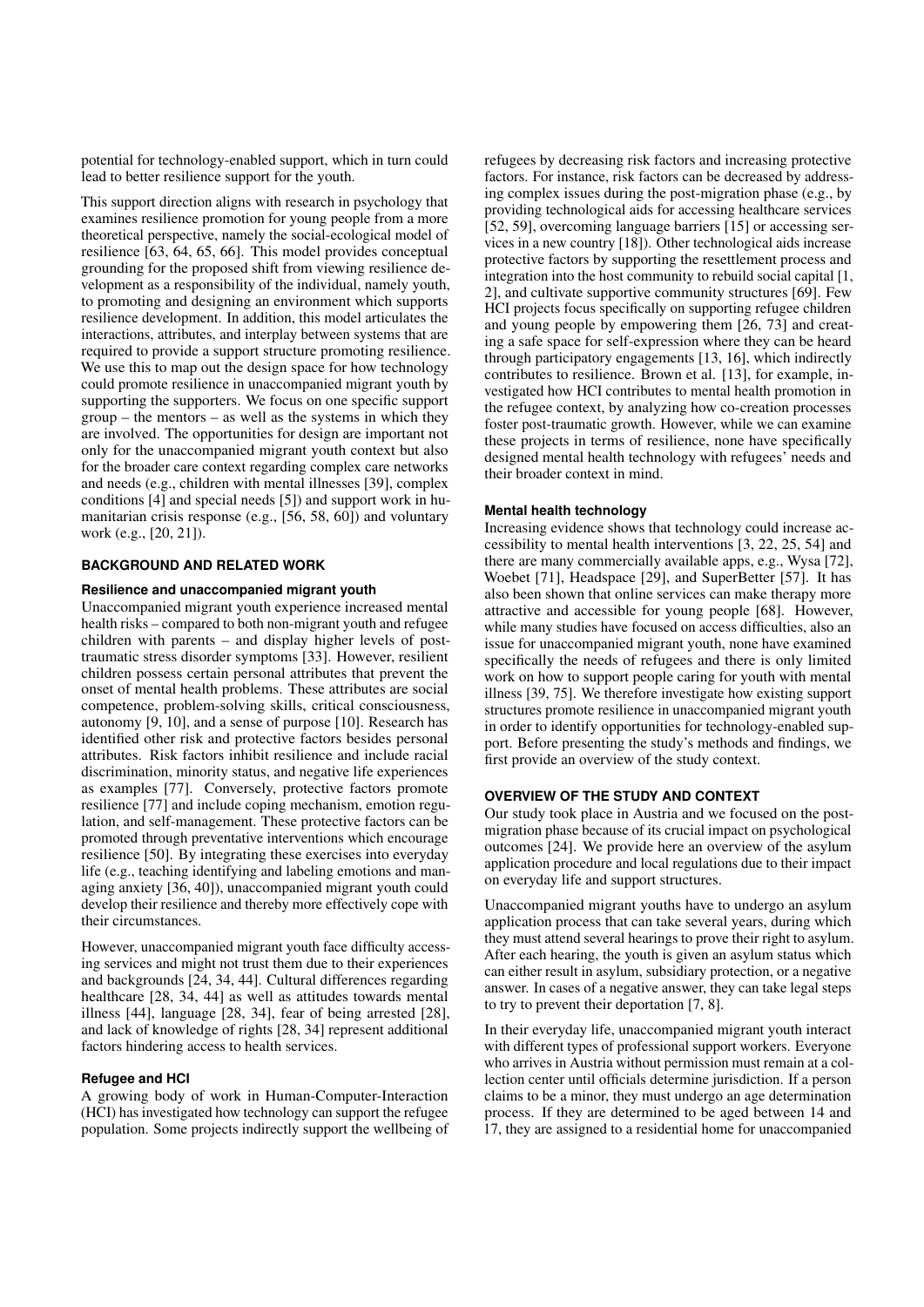potential for technology-enabled support, which in turn could lead to better resilience support for the youth.

This support direction aligns with research in psychology that examines resilience promotion for young people from a more theoretical perspective, namely the social-ecological model of resilience [63, 64, 65, 66]. This model provides conceptual grounding for the proposed shift from viewing resilience development as a responsibility of the individual, namely youth, to promoting and designing an environment which supports resilience development. In addition, this model articulates the interactions, attributes, and interplay between systems that are required to provide a support structure promoting resilience. We use this to map out the design space for how technology could promote resilience in unaccompanied migrant youth by supporting the supporters. We focus on one specific support group – the mentors – as well as the systems in which they are involved. The opportunities for design are important not only for the unaccompanied migrant youth context but also for the broader care context regarding complex care networks and needs (e.g., children with mental illnesses [39], complex conditions [4] and special needs [5]) and support work in humanitarian crisis response (e.g., [56, 58, 60]) and voluntary work (e.g., [20, 21]).

## BACKGROUND AND RELATED WORK

### Resilience and unaccompanied migrant youth

Unaccompanied migrant youth experience increased mental health risks – compared to both non-migrant youth and refugee children with parents – and display higher levels of post-traumatic stress disorder symptoms [33]. However, resilient children possess certain personal attributes that prevent the onset of mental health problems. These attributes are social competence, problem-solving skills, critical consciousness, autonomy [9, 10], and a sense of purpose [10]. Research has identified other risk and protective factors besides personal attributes. Risk factors inhibit resilience and include racial discrimination, minority status, and negative life experiences as examples [77]. Conversely, protective factors promote resilience [77] and include coping mechanism, emotion regulation, and self-management. These protective factors can be promoted through preventative interventions which encourage resilience [50]. By integrating these exercises into everyday life (e.g., teaching identifying and labeling emotions and managing anxiety [36, 40]), unaccompanied migrant youth could develop their resilience and thereby more effectively cope with their circumstances.

However, unaccompanied migrant youth face difficulty accessing services and might not trust them due to their experiences and backgrounds [24, 34, 44]. Cultural differences regarding healthcare [28, 34, 44] as well as attitudes towards mental illness [44], language [28, 34], fear of being arrested [28], and lack of knowledge of rights [28, 34] represent additional factors hindering access to health services.

### Refugee and HCI

A growing body of work in Human-Computer-Interaction (HCI) has investigated how technology can support the refugee population. Some projects indirectly support the wellbeing of refugees by decreasing risk factors and increasing protective factors. For instance, risk factors can be decreased by addressing complex issues during the post-migration phase (e.g., by providing technological aids for accessing healthcare services [52, 59], overcoming language barriers [15] or accessing services in a new country [18]). Other technological aids increase protective factors by supporting the resettlement process and integration into the host community to rebuild social capital [1, 2], and cultivate supportive community structures [69]. Few HCI projects focus specifically on supporting refugee children and young people by empowering them [26, 73] and creating a safe space for self-expression where they can be heard through participatory engagements [13, 16], which indirectly contributes to resilience. Brown et al. [13], for example, investigated how HCI contributes to mental health promotion in the refugee context, by analyzing how co-creation processes foster post-traumatic growth. However, while we can examine these projects in terms of resilience, none have specifically designed mental health technology with refugees' needs and their broader context in mind.

### Mental health technology

Increasing evidence shows that technology could increase accessibility to mental health interventions [3, 22, 25, 54] and there are many commercially available apps, e.g., Wysa [72], Woebet [71], Headspace [29], and SuperBetter [57]. It has also been shown that online services can make therapy more attractive and accessible for young people [68]. However, while many studies have focused on access difficulties, also an issue for unaccompanied migrant youth, none have examined specifically the needs of refugees and there is only limited work on how to support people caring for youth with mental illness [39, 75]. We therefore investigate how existing support structures promote resilience in unaccompanied migrant youth in order to identify opportunities for technology-enabled support. Before presenting the study's methods and findings, we first provide an overview of the study context.

## OVERVIEW OF THE STUDY AND CONTEXT

Our study took place in Austria and we focused on the post-migration phase because of its crucial impact on psychological outcomes [24]. We provide here an overview of the asylum application procedure and local regulations due to their impact on everyday life and support structures.

Unaccompanied migrant youths have to undergo an asylum application process that can take several years, during which they must attend several hearings to prove their right to asylum. After each hearing, the youth is given an asylum status which can either result in asylum, subsidiary protection, or a negative answer. In cases of a negative answer, they can take legal steps to try to prevent their deportation [7, 8].

In their everyday life, unaccompanied migrant youth interact with different types of professional support workers. Everyone who arrives in Austria without permission must remain at a collection center until officials determine jurisdiction. If a person claims to be a minor, they must undergo an age determination process. If they are determined to be aged between 14 and 17, they are assigned to a residential home for unaccompanied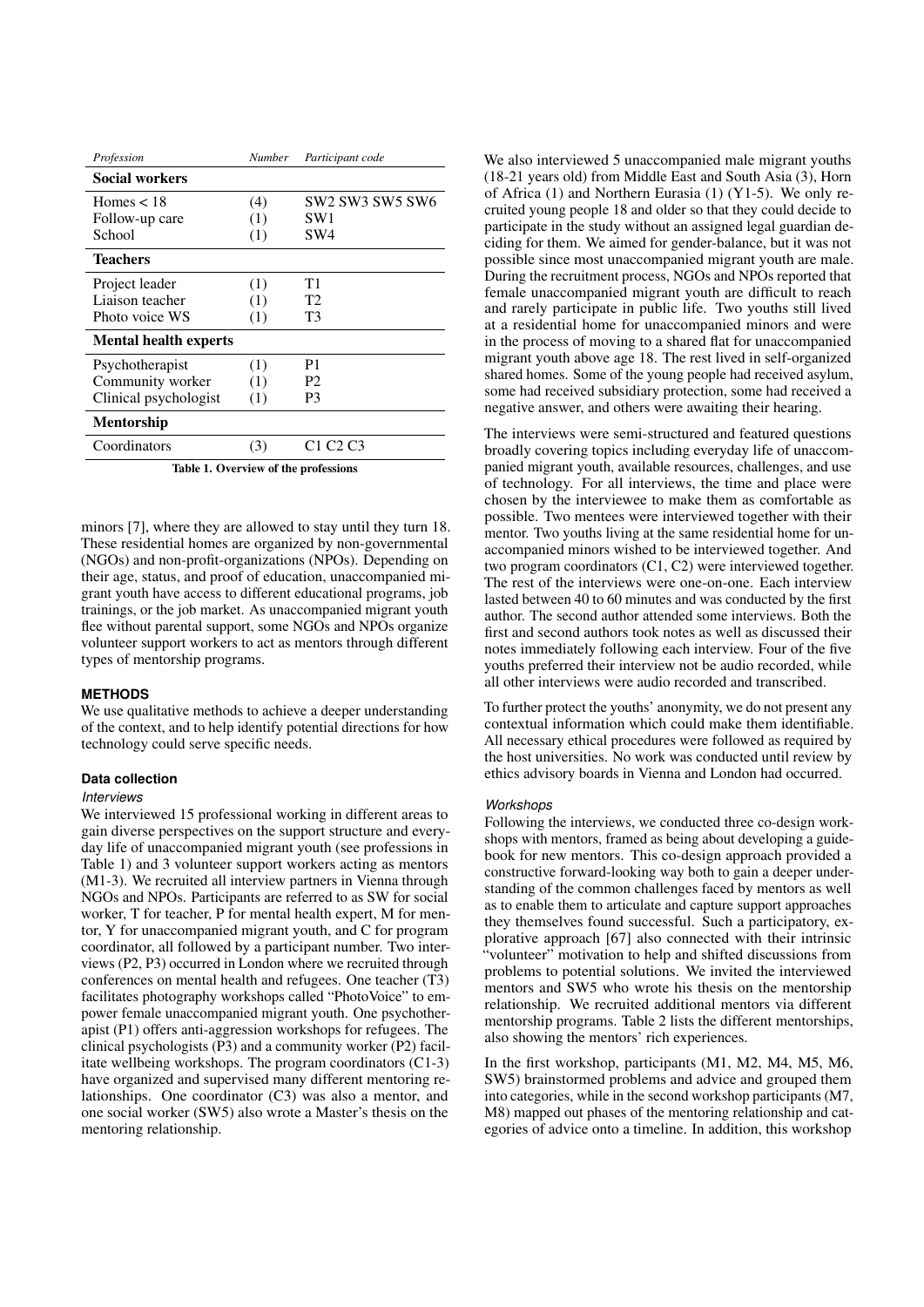| *Profession* | *Number* | *Participant code* |
|---|---|---|
| **Social workers** | | |
| Homes < 18 | (4) | SW2 SW3 SW5 SW6 |
| Follow-up care | (1) | SW1 |
| School | (1) | SW4 |
| **Teachers** | | |
| Project leader | (1) | T1 |
| Liaison teacher | (1) | T2 |
| Photo voice WS | (1) | T3 |
| **Mental health experts** | | |
| Psychotherapist | (1) | P1 |
| Community worker | (1) | P2 |
| Clinical psychologist | (1) | P3 |
| **Mentorship** | | |
| Coordinators | (3) | C1 C2 C3 |

**Table 1. Overview of the professions**

minors [7], where they are allowed to stay until they turn 18. These residential homes are organized by non-governmental (NGOs) and non-profit-organizations (NPOs). Depending on their age, status, and proof of education, unaccompanied migrant youth have access to different educational programs, job trainings, or the job market. As unaccompanied migrant youth flee without parental support, some NGOs and NPOs organize volunteer support workers to act as mentors through different types of mentorship programs.

## METHODS

We use qualitative methods to achieve a deeper understanding of the context, and to help identify potential directions for how technology could serve specific needs.

### Data collection

#### *Interviews*

We interviewed 15 professional working in different areas to gain diverse perspectives on the support structure and everyday life of unaccompanied migrant youth (see professions in Table 1) and 3 volunteer support workers acting as mentors (M1-3). We recruited all interview partners in Vienna through NGOs and NPOs. Participants are referred to as SW for social worker, T for teacher, P for mental health expert, M for mentor, Y for unaccompanied migrant youth, and C for program coordinator, all followed by a participant number. Two interviews (P2, P3) occurred in London where we recruited through conferences on mental health and refugees. One teacher (T3) facilitates photography workshops called "PhotoVoice" to empower female unaccompanied migrant youth. One psychotherapist (P1) offers anti-aggression workshops for refugees. The clinical psychologists (P3) and a community worker (P2) facilitate wellbeing workshops. The program coordinators (C1-3) have organized and supervised many different mentoring relationships. One coordinator (C3) was also a mentor, and one social worker (SW5) also wrote a Master's thesis on the mentoring relationship.

We also interviewed 5 unaccompanied male migrant youths (18-21 years old) from Middle East and South Asia (3), Horn of Africa (1) and Northern Eurasia (1) (Y1-5). We only recruited young people 18 and older so that they could decide to participate in the study without an assigned legal guardian deciding for them. We aimed for gender-balance, but it was not possible since most unaccompanied migrant youth are male. During the recruitment process, NGOs and NPOs reported that female unaccompanied migrant youth are difficult to reach and rarely participate in public life. Two youths still lived at a residential home for unaccompanied minors and were in the process of moving to a shared flat for unaccompanied migrant youth above age 18. The rest lived in self-organized shared homes. Some of the young people had received asylum, some had received subsidiary protection, some had received a negative answer, and others were awaiting their hearing.

The interviews were semi-structured and featured questions broadly covering topics including everyday life of unaccompanied migrant youth, available resources, challenges, and use of technology. For all interviews, the time and place were chosen by the interviewee to make them as comfortable as possible. Two mentees were interviewed together with their mentor. Two youths living at the same residential home for unaccompanied minors wished to be interviewed together. And two program coordinators (C1, C2) were interviewed together. The rest of the interviews were one-on-one. Each interview lasted between 40 to 60 minutes and was conducted by the first author. The second author attended some interviews. Both the first and second authors took notes as well as discussed their notes immediately following each interview. Four of the five youths preferred their interview not be audio recorded, while all other interviews were audio recorded and transcribed.

To further protect the youths' anonymity, we do not present any contextual information which could make them identifiable. All necessary ethical procedures were followed as required by the host universities. No work was conducted until review by ethics advisory boards in Vienna and London had occurred.

#### *Workshops*

Following the interviews, we conducted three co-design workshops with mentors, framed as being about developing a guidebook for new mentors. This co-design approach provided a constructive forward-looking way both to gain a deeper understanding of the common challenges faced by mentors as well as to enable them to articulate and capture support approaches they themselves found successful. Such a participatory, explorative approach [67] also connected with their intrinsic "volunteer" motivation to help and shifted discussions from problems to potential solutions. We invited the interviewed mentors and SW5 who wrote his thesis on the mentorship relationship. We recruited additional mentors via different mentorship programs. Table 2 lists the different mentorships, also showing the mentors' rich experiences.

In the first workshop, participants (M1, M2, M4, M5, M6, SW5) brainstormed problems and advice and grouped them into categories, while in the second workshop participants (M7, M8) mapped out phases of the mentoring relationship and categories of advice onto a timeline. In addition, this workshop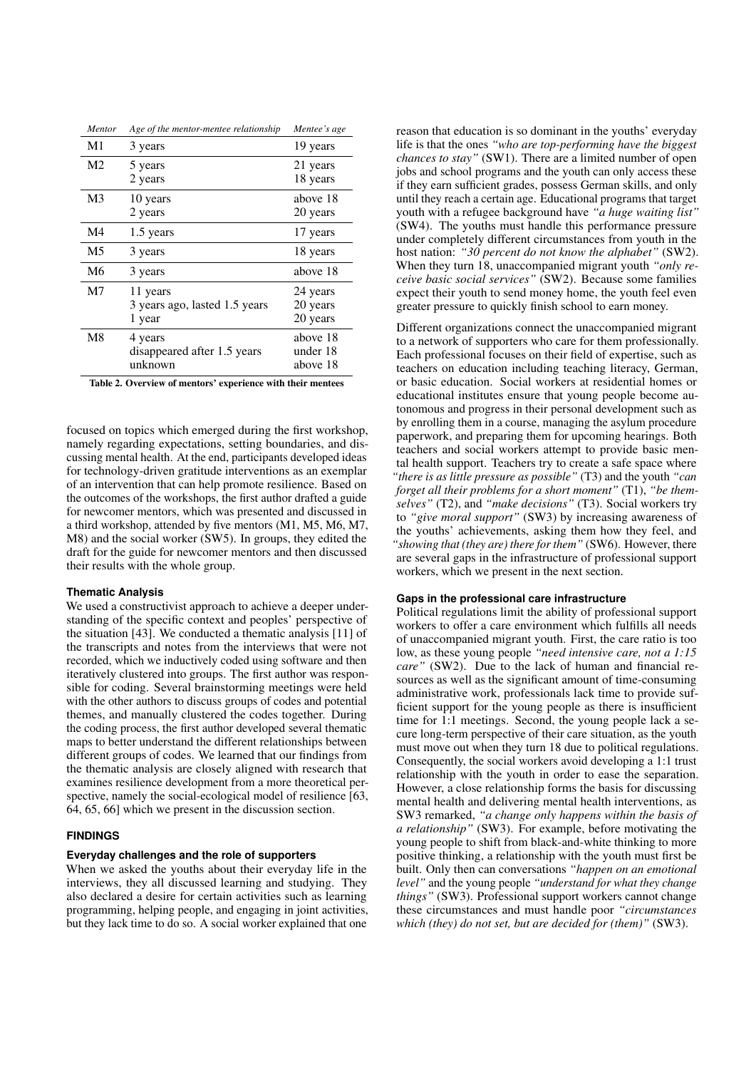| *Mentor* | *Age of the mentor-mentee relationship* | *Mentee's age* |
|---|---|---|
| M1 | 3 years | 19 years |
| M2 | 5 years | 21 years |
| | 2 years | 18 years |
| M3 | 10 years | above 18 |
| | 2 years | 20 years |
| M4 | 1.5 years | 17 years |
| M5 | 3 years | 18 years |
| M6 | 3 years | above 18 |
| M7 | 11 years | 24 years |
| | 3 years ago, lasted 1.5 years | 20 years |
| | 1 year | 20 years |
| M8 | 4 years | above 18 |
| | disappeared after 1.5 years | under 18 |
| | unknown | above 18 |

**Table 2. Overview of mentors' experience with their mentees**

focused on topics which emerged during the first workshop, namely regarding expectations, setting boundaries, and discussing mental health. At the end, participants developed ideas for technology-driven gratitude interventions as an exemplar of an intervention that can help promote resilience. Based on the outcomes of the workshops, the first author drafted a guide for newcomer mentors, which was presented and discussed in a third workshop, attended by five mentors (M1, M5, M6, M7, M8) and the social worker (SW5). In groups, they edited the draft for the guide for newcomer mentors and then discussed their results with the whole group.

### Thematic Analysis

We used a constructivist approach to achieve a deeper understanding of the specific context and peoples' perspective of the situation [43]. We conducted a thematic analysis [11] of the transcripts and notes from the interviews that were not recorded, which we inductively coded using software and then iteratively clustered into groups. The first author was responsible for coding. Several brainstorming meetings were held with the other authors to discuss groups of codes and potential themes, and manually clustered the codes together. During the coding process, the first author developed several thematic maps to better understand the different relationships between different groups of codes. We learned that our findings from the thematic analysis are closely aligned with research that examines resilience development from a more theoretical perspective, namely the social-ecological model of resilience [63, 64, 65, 66] which we present in the discussion section.

## FINDINGS

### Everyday challenges and the role of supporters

When we asked the youths about their everyday life in the interviews, they all discussed learning and studying. They also declared a desire for certain activities such as learning programming, helping people, and engaging in joint activities, but they lack time to do so. A social worker explained that one reason that education is so dominant in the youths' everyday life is that the ones *"who are top-performing have the biggest chances to stay"* (SW1). There are a limited number of open jobs and school programs and the youth can only access these if they earn sufficient grades, possess German skills, and only until they reach a certain age. Educational programs that target youth with a refugee background have *"a huge waiting list"* (SW4). The youths must handle this performance pressure under completely different circumstances from youth in the host nation: *"30 percent do not know the alphabet"* (SW2). When they turn 18, unaccompanied migrant youth *"only receive basic social services"* (SW2). Because some families expect their youth to send money home, the youth feel even greater pressure to quickly finish school to earn money.

Different organizations connect the unaccompanied migrant to a network of supporters who care for them professionally. Each professional focuses on their field of expertise, such as teachers on education including teaching literacy, German, or basic education. Social workers at residential homes or educational institutes ensure that young people become autonomous and progress in their personal development such as by enrolling them in a course, managing the asylum procedure paperwork, and preparing them for upcoming hearings. Both teachers and social workers attempt to provide basic mental health support. Teachers try to create a safe space where *"there is as little pressure as possible"* (T3) and the youth *"can forget all their problems for a short moment"* (T1), *"be themselves"* (T2), and *"make decisions"* (T3). Social workers try to *"give moral support"* (SW3) by increasing awareness of the youths' achievements, asking them how they feel, and *"showing that (they are) there for them"* (SW6). However, there are several gaps in the infrastructure of professional support workers, which we present in the next section.

### Gaps in the professional care infrastructure

Political regulations limit the ability of professional support workers to offer a care environment which fulfills all needs of unaccompanied migrant youth. First, the care ratio is too low, as these young people *"need intensive care, not a 1:15 care"* (SW2). Due to the lack of human and financial resources as well as the significant amount of time-consuming administrative work, professionals lack time to provide sufficient support for the young people as there is insufficient time for 1:1 meetings. Second, the young people lack a secure long-term perspective of their care situation, as the youth must move out when they turn 18 due to political regulations. Consequently, the social workers avoid developing a 1:1 trust relationship with the youth in order to ease the separation. However, a close relationship forms the basis for discussing mental health and delivering mental health interventions, as SW3 remarked, *"a change only happens within the basis of a relationship"* (SW3). For example, before motivating the young people to shift from black-and-white thinking to more positive thinking, a relationship with the youth must first be built. Only then can conversations *"happen on an emotional level"* and the young people *"understand for what they change things"* (SW3). Professional support workers cannot change these circumstances and must handle poor *"circumstances which (they) do not set, but are decided for (them)"* (SW3).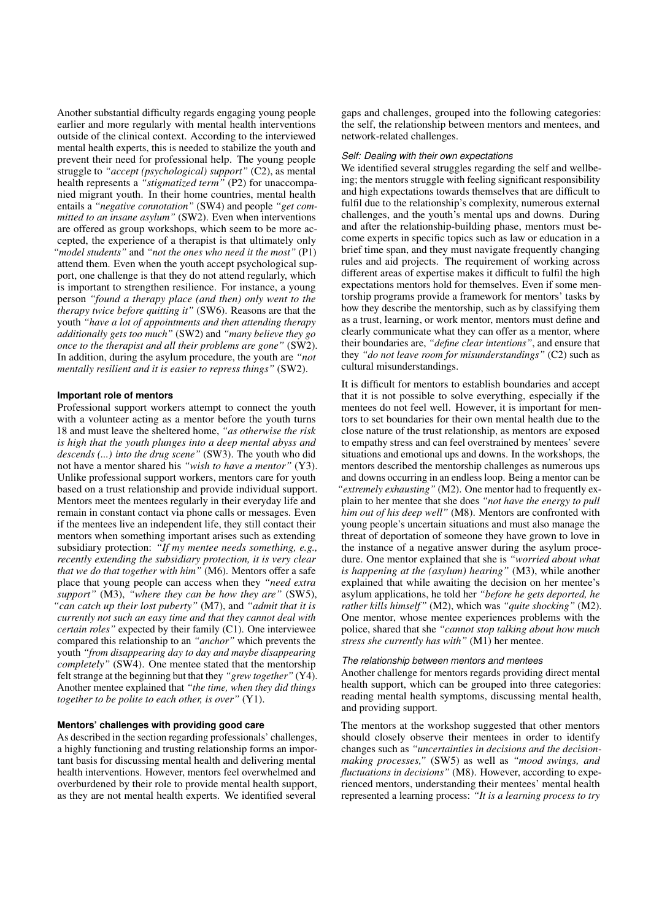Another substantial difficulty regards engaging young people earlier and more regularly with mental health interventions outside of the clinical context. According to the interviewed mental health experts, this is needed to stabilize the youth and prevent their need for professional help. The young people struggle to *"accept (psychological) support"* (C2), as mental health represents a *"stigmatized term"* (P2) for unaccompanied migrant youth. In their home countries, mental health entails a *"negative connotation"* (SW4) and people *"get committed to an insane asylum"* (SW2). Even when interventions are offered as group workshops, which seem to be more accepted, the experience of a therapist is that ultimately only *"model students"* and *"not the ones who need it the most"* (P1) attend them. Even when the youth accept psychological support, one challenge is that they do not attend regularly, which is important to strengthen resilience. For instance, a young person *"found a therapy place (and then) only went to the therapy twice before quitting it"* (SW6). Reasons are that the youth *"have a lot of appointments and then attending therapy additionally gets too much"* (SW2) and *"many believe they go once to the therapist and all their problems are gone"* (SW2). In addition, during the asylum procedure, the youth are *"not mentally resilient and it is easier to repress things"* (SW2).

### Important role of mentors

Professional support workers attempt to connect the youth with a volunteer acting as a mentor before the youth turns 18 and must leave the sheltered home, *"as otherwise the risk is high that the youth plunges into a deep mental abyss and descends (...) into the drug scene"* (SW3). The youth who did not have a mentor shared his *"wish to have a mentor"* (Y3). Unlike professional support workers, mentors care for youth based on a trust relationship and provide individual support. Mentors meet the mentees regularly in their everyday life and remain in constant contact via phone calls or messages. Even if the mentees live an independent life, they still contact their mentors when something important arises such as extending subsidiary protection: *"If my mentee needs something, e.g., recently extending the subsidiary protection, it is very clear that we do that together with him"* (M6). Mentors offer a safe place that young people can access when they *"need extra support"* (M3), *"where they can be how they are"* (SW5), *"can catch up their lost puberty"* (M7), and *"admit that it is currently not such an easy time and that they cannot deal with certain roles"* expected by their family (C1). One interviewee compared this relationship to an *"anchor"* which prevents the youth *"from disappearing day to day and maybe disappearing completely"* (SW4). One mentee stated that the mentorship felt strange at the beginning but that they *"grew together"* (Y4). Another mentee explained that *"the time, when they did things together to be polite to each other, is over"* (Y1).

### Mentors' challenges with providing good care

As described in the section regarding professionals' challenges, a highly functioning and trusting relationship forms an important basis for discussing mental health and delivering mental health interventions. However, mentors feel overwhelmed and overburdened by their role to provide mental health support, as they are not mental health experts. We identified several gaps and challenges, grouped into the following categories: the self, the relationship between mentors and mentees, and network-related challenges.

#### *Self: Dealing with their own expectations*

We identified several struggles regarding the self and wellbeing; the mentors struggle with feeling significant responsibility and high expectations towards themselves that are difficult to fulfil due to the relationship's complexity, numerous external challenges, and the youth's mental ups and downs. During and after the relationship-building phase, mentors must become experts in specific topics such as law or education in a brief time span, and they must navigate frequently changing rules and aid projects. The requirement of working across different areas of expertise makes it difficult to fulfil the high expectations mentors hold for themselves. Even if some mentorship programs provide a framework for mentors' tasks by how they describe the mentorship, such as by classifying them as a trust, learning, or work mentor, mentors must define and clearly communicate what they can offer as a mentor, where their boundaries are, *"define clear intentions"*, and ensure that they *"do not leave room for misunderstandings"* (C2) such as cultural misunderstandings.

It is difficult for mentors to establish boundaries and accept that it is not possible to solve everything, especially if the mentees do not feel well. However, it is important for mentors to set boundaries for their own mental health due to the close nature of the trust relationship, as mentors are exposed to empathy stress and can feel overstrained by mentees' severe situations and emotional ups and downs. In the workshops, the mentors described the mentorship challenges as numerous ups and downs occurring in an endless loop. Being a mentor can be *"extremely exhausting"* (M2). One mentor had to frequently explain to her mentee that she does *"not have the energy to pull him out of his deep well"* (M8). Mentors are confronted with young people's uncertain situations and must also manage the threat of deportation of someone they have grown to love in the instance of a negative answer during the asylum procedure. One mentor explained that she is *"worried about what is happening at the (asylum) hearing"* (M3), while another explained that while awaiting the decision on her mentee's asylum applications, he told her *"before he gets deported, he rather kills himself"* (M2), which was *"quite shocking"* (M2). One mentor, whose mentee experiences problems with the police, shared that she *"cannot stop talking about how much stress she currently has with"* (M1) her mentee.

#### *The relationship between mentors and mentees*

Another challenge for mentors regards providing direct mental health support, which can be grouped into three categories: reading mental health symptoms, discussing mental health, and providing support.

The mentors at the workshop suggested that other mentors should closely observe their mentees in order to identify changes such as *"uncertainties in decisions and the decision-making processes,"* (SW5) as well as *"mood swings, and fluctuations in decisions"* (M8). However, according to experienced mentors, understanding their mentees' mental health represented a learning process: *"It is a learning process to try*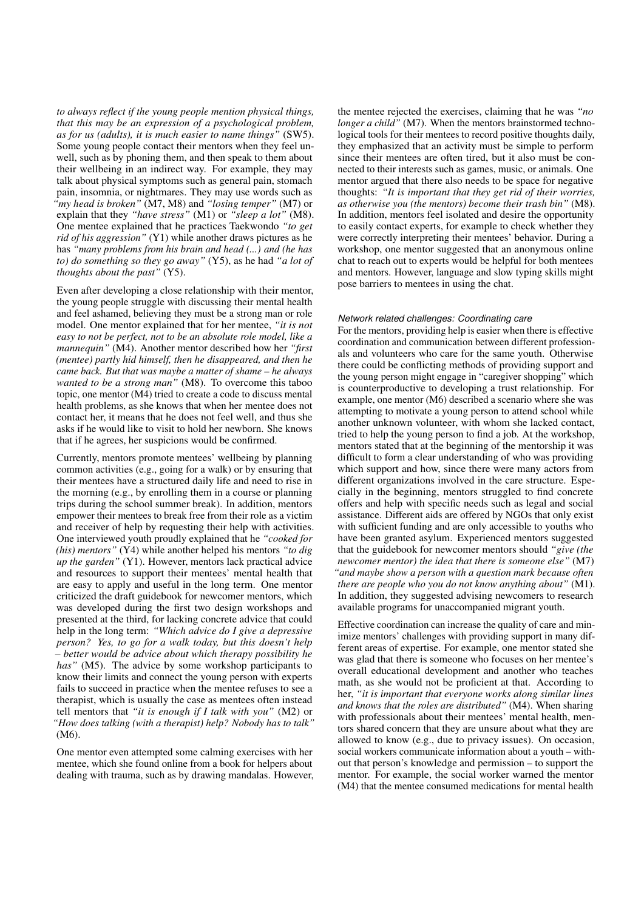*to always reflect if the young people mention physical things, that this may be an expression of a psychological problem, as for us (adults), it is much easier to name things"* (SW5). Some young people contact their mentors when they feel unwell, such as by phoning them, and then speak to them about their wellbeing in an indirect way. For example, they may talk about physical symptoms such as general pain, stomach pain, insomnia, or nightmares. They may use words such as *"my head is broken"* (M7, M8) and *"losing temper"* (M7) or explain that they *"have stress"* (M1) or *"sleep a lot"* (M8). One mentee explained that he practices Taekwondo *"to get rid of his aggression"* (Y1) while another draws pictures as he has *"many problems from his brain and head (...) and (he has to) do something so they go away"* (Y5), as he had *"a lot of thoughts about the past"* (Y5).

Even after developing a close relationship with their mentor, the young people struggle with discussing their mental health and feel ashamed, believing they must be a strong man or role model. One mentor explained that for her mentee, *"it is not easy to not be perfect, not to be an absolute role model, like a mannequin"* (M4). Another mentor described how her *"first (mentee) partly hid himself, then he disappeared, and then he came back. But that was maybe a matter of shame – he always wanted to be a strong man"* (M8). To overcome this taboo topic, one mentor (M4) tried to create a code to discuss mental health problems, as she knows that when her mentee does not contact her, it means that he does not feel well, and thus she asks if he would like to visit to hold her newborn. She knows that if he agrees, her suspicions would be confirmed.

Currently, mentors promote mentees' wellbeing by planning common activities (e.g., going for a walk) or by ensuring that their mentees have a structured daily life and need to rise in the morning (e.g., by enrolling them in a course or planning trips during the school summer break). In addition, mentors empower their mentees to break free from their role as a victim and receiver of help by requesting their help with activities. One interviewed youth proudly explained that he *"cooked for (his) mentors"* (Y4) while another helped his mentors *"to dig up the garden"* (Y1). However, mentors lack practical advice and resources to support their mentees' mental health that are easy to apply and useful in the long term. One mentor criticized the draft guidebook for newcomer mentors, which was developed during the first two design workshops and presented at the third, for lacking concrete advice that could help in the long term: *"Which advice do I give a depressive person? Yes, to go for a walk today, but this doesn't help – better would be advice about which therapy possibility he has"* (M5). The advice by some workshop participants to know their limits and connect the young person with experts fails to succeed in practice when the mentee refuses to see a therapist, which is usually the case as mentees often instead tell mentors that *"it is enough if I talk with you"* (M2) or *"How does talking (with a therapist) help? Nobody has to talk"* (M6).

One mentor even attempted some calming exercises with her mentee, which she found online from a book for helpers about dealing with trauma, such as by drawing mandalas. However, the mentee rejected the exercises, claiming that he was *"no longer a child"* (M7). When the mentors brainstormed technological tools for their mentees to record positive thoughts daily, they emphasized that an activity must be simple to perform since their mentees are often tired, but it also must be connected to their interests such as games, music, or animals. One mentor argued that there also needs to be space for negative thoughts: *"It is important that they get rid of their worries, as otherwise you (the mentors) become their trash bin"* (M8). In addition, mentors feel isolated and desire the opportunity to easily contact experts, for example to check whether they were correctly interpreting their mentees' behavior. During a workshop, one mentor suggested that an anonymous online chat to reach out to experts would be helpful for both mentees and mentors. However, language and slow typing skills might pose barriers to mentees in using the chat.

#### *Network related challenges: Coordinating care*

For the mentors, providing help is easier when there is effective coordination and communication between different professionals and volunteers who care for the same youth. Otherwise there could be conflicting methods of providing support and the young person might engage in "caregiver shopping" which is counterproductive to developing a trust relationship. For example, one mentor (M6) described a scenario where she was attempting to motivate a young person to attend school while another unknown volunteer, with whom she lacked contact, tried to help the young person to find a job. At the workshop, mentors stated that at the beginning of the mentorship it was difficult to form a clear understanding of who was providing which support and how, since there were many actors from different organizations involved in the care structure. Especially in the beginning, mentors struggled to find concrete offers and help with specific needs such as legal and social assistance. Different aids are offered by NGOs that only exist with sufficient funding and are only accessible to youths who have been granted asylum. Experienced mentors suggested that the guidebook for newcomer mentors should *"give (the newcomer mentor) the idea that there is someone else"* (M7) *"and maybe show a person with a question mark because often there are people who you do not know anything about"* (M1). In addition, they suggested advising newcomers to research available programs for unaccompanied migrant youth.

Effective coordination can increase the quality of care and minimize mentors' challenges with providing support in many different areas of expertise. For example, one mentor stated she was glad that there is someone who focuses on her mentee's overall educational development and another who teaches math, as she would not be proficient at that. According to her, *"it is important that everyone works along similar lines and knows that the roles are distributed"* (M4). When sharing with professionals about their mentees' mental health, mentors shared concern that they are unsure about what they are allowed to know (e.g., due to privacy issues). On occasion, social workers communicate information about a youth – without that person's knowledge and permission – to support the mentor. For example, the social worker warned the mentor (M4) that the mentee consumed medications for mental health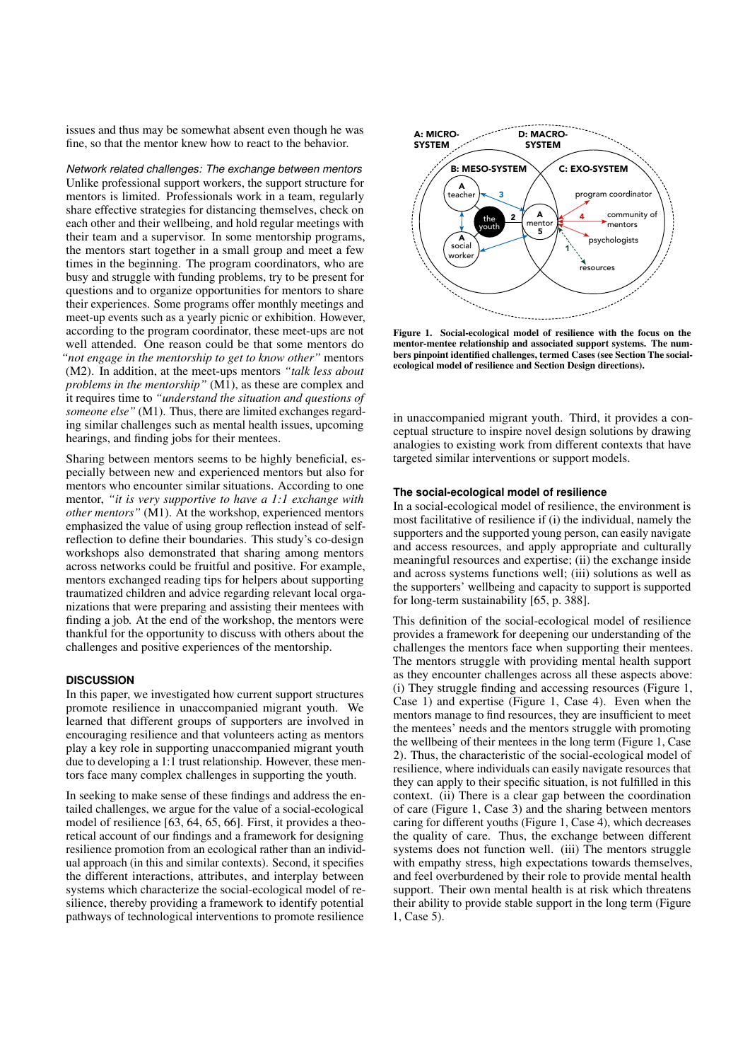issues and thus may be somewhat absent even though he was fine, so that the mentor knew how to react to the behavior.

*Network related challenges: The exchange between mentors*
Unlike professional support workers, the support structure for mentors is limited. Professionals work in a team, regularly share effective strategies for distancing themselves, check on each other and their wellbeing, and hold regular meetings with their team and a supervisor. In some mentorship programs, the mentors start together in a small group and meet a few times in the beginning. The program coordinators, who are busy and struggle with funding problems, try to be present for questions and to organize opportunities for mentors to share their experiences. Some programs offer monthly meetings and meet-up events such as a yearly picnic or exhibition. However, according to the program coordinator, these meet-ups are not well attended. One reason could be that some mentors do *"not engage in the mentorship to get to know other"* mentors (M2). In addition, at the meet-ups mentors *"talk less about problems in the mentorship"* (M1), as these are complex and it requires time to *"understand the situation and questions of someone else"* (M1). Thus, there are limited exchanges regarding similar challenges such as mental health issues, upcoming hearings, and finding jobs for their mentees.

Sharing between mentors seems to be highly beneficial, especially between new and experienced mentors but also for mentors who encounter similar situations. According to one mentor, *"it is very supportive to have a 1:1 exchange with other mentors"* (M1). At the workshop, experienced mentors emphasized the value of using group reflection instead of self-reflection to define their boundaries. This study's co-design workshops also demonstrated that sharing among mentors across networks could be fruitful and positive. For example, mentors exchanged reading tips for helpers about supporting traumatized children and advice regarding relevant local organizations that were preparing and assisting their mentees with finding a job. At the end of the workshop, the mentors were thankful for the opportunity to discuss with others about the challenges and positive experiences of the mentorship.

## DISCUSSION

In this paper, we investigated how current support structures promote resilience in unaccompanied migrant youth. We learned that different groups of supporters are involved in encouraging resilience and that volunteers acting as mentors play a key role in supporting unaccompanied migrant youth due to developing a 1:1 trust relationship. However, these mentors face many complex challenges in supporting the youth.

In seeking to make sense of these findings and address the entailed challenges, we argue for the value of a social-ecological model of resilience [63, 64, 65, 66]. First, it provides a theoretical account of our findings and a framework for designing resilience promotion from an ecological rather than an individual approach (in this and similar contexts). Second, it specifies the different interactions, attributes, and interplay between systems which characterize the social-ecological model of resilience, thereby providing a framework to identify potential pathways of technological interventions to promote resilience in unaccompanied migrant youth. Third, it provides a conceptual structure to inspire novel design solutions by drawing analogies to existing work from different contexts that have targeted similar interventions or support models.

**Figure 1. Social-ecological model of resilience with the focus on the mentor-mentee relationship and associated support systems. The numbers pinpoint identified challenges, termed Cases (see Section The social-ecological model of resilience and Section Design directions).**

### The social-ecological model of resilience

In a social-ecological model of resilience, the environment is most facilitative of resilience if (i) the individual, namely the supporters and the supported young person, can easily navigate and access resources, and apply appropriate and culturally meaningful resources and expertise; (ii) the exchange inside and across systems functions well; (iii) solutions as well as the supporters' wellbeing and capacity to support is supported for long-term sustainability [65, p. 388].

This definition of the social-ecological model of resilience provides a framework for deepening our understanding of the challenges the mentors face when supporting their mentees. The mentors struggle with providing mental health support as they encounter challenges across all these aspects above: (i) They struggle finding and accessing resources (Figure 1, Case 1) and expertise (Figure 1, Case 4). Even when the mentors manage to find resources, they are insufficient to meet the mentees' needs and the mentors struggle with promoting the wellbeing of their mentees in the long term (Figure 1, Case 2). Thus, the characteristic of the social-ecological model of resilience, where individuals can easily navigate resources that they can apply to their specific situation, is not fulfilled in this context. (ii) There is a clear gap between the coordination of care (Figure 1, Case 3) and the sharing between mentors caring for different youths (Figure 1, Case 4), which decreases the quality of care. Thus, the exchange between different systems does not function well. (iii) The mentors struggle with empathy stress, high expectations towards themselves, and feel overburdened by their role to provide mental health support. Their own mental health is at risk which threatens their ability to provide stable support in the long term (Figure 1, Case 5).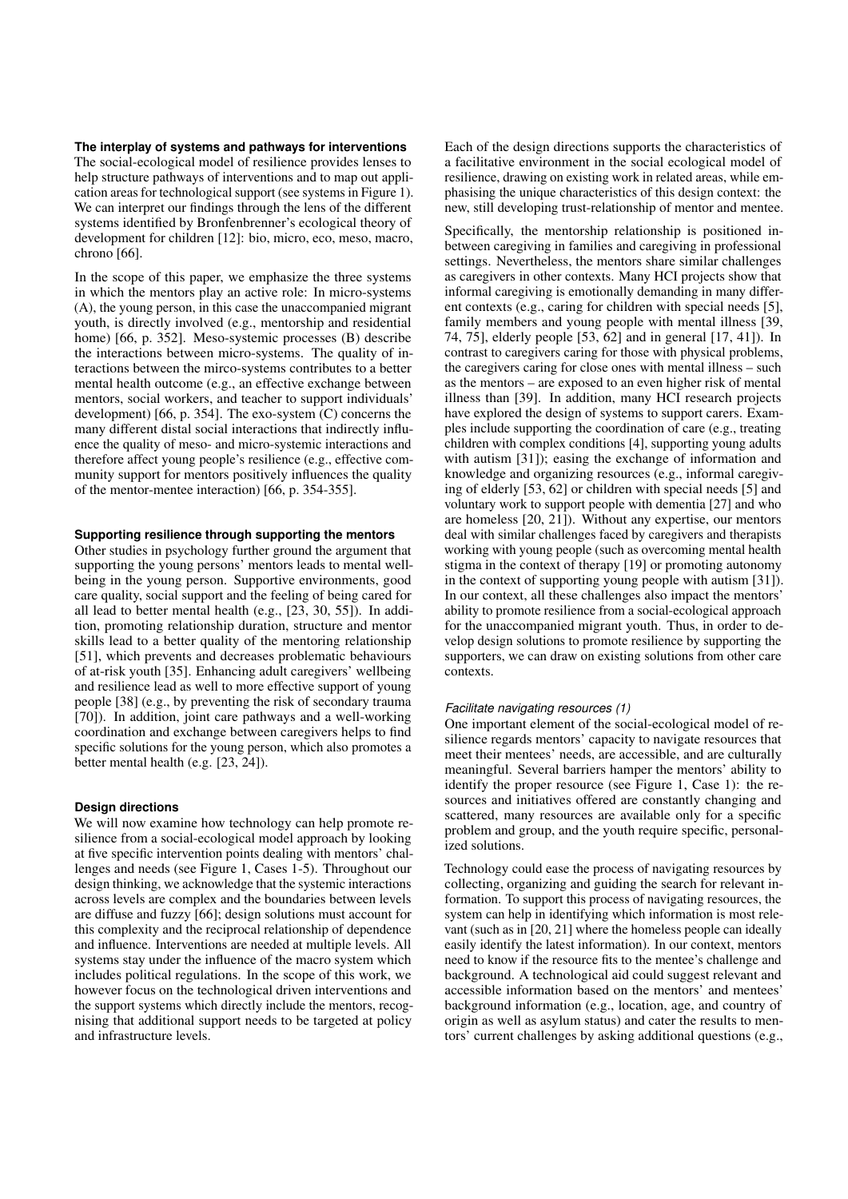### The interplay of systems and pathways for interventions

The social-ecological model of resilience provides lenses to help structure pathways of interventions and to map out application areas for technological support (see systems in Figure 1). We can interpret our findings through the lens of the different systems identified by Bronfenbrenner's ecological theory of development for children [12]: bio, micro, eco, meso, macro, chrono [66].

In the scope of this paper, we emphasize the three systems in which the mentors play an active role: In micro-systems (A), the young person, in this case the unaccompanied migrant youth, is directly involved (e.g., mentorship and residential home) [66, p. 352]. Meso-systemic processes (B) describe the interactions between micro-systems. The quality of interactions between the mirco-systems contributes to a better mental health outcome (e.g., an effective exchange between mentors, social workers, and teacher to support individuals' development) [66, p. 354]. The exo-system (C) concerns the many different distal social interactions that indirectly influence the quality of meso- and micro-systemic interactions and therefore affect young people's resilience (e.g., effective community support for mentors positively influences the quality of the mentor-mentee interaction) [66, p. 354-355].

### Supporting resilience through supporting the mentors

Other studies in psychology further ground the argument that supporting the young persons' mentors leads to mental wellbeing in the young person. Supportive environments, good care quality, social support and the feeling of being cared for all lead to better mental health (e.g., [23, 30, 55]). In addition, promoting relationship duration, structure and mentor skills lead to a better quality of the mentoring relationship [51], which prevents and decreases problematic behaviours of at-risk youth [35]. Enhancing adult caregivers' wellbeing and resilience lead as well to more effective support of young people [38] (e.g., by preventing the risk of secondary trauma [70]). In addition, joint care pathways and a well-working coordination and exchange between caregivers helps to find specific solutions for the young person, which also promotes a better mental health (e.g. [23, 24]).

### Design directions

We will now examine how technology can help promote resilience from a social-ecological model approach by looking at five specific intervention points dealing with mentors' challenges and needs (see Figure 1, Cases 1-5). Throughout our design thinking, we acknowledge that the systemic interactions across levels are complex and the boundaries between levels are diffuse and fuzzy [66]; design solutions must account for this complexity and the reciprocal relationship of dependence and influence. Interventions are needed at multiple levels. All systems stay under the influence of the macro system which includes political regulations. In the scope of this work, we however focus on the technological driven interventions and the support systems which directly include the mentors, recognising that additional support needs to be targeted at policy and infrastructure levels.

Each of the design directions supports the characteristics of a facilitative environment in the social ecological model of resilience, drawing on existing work in related areas, while emphasising the unique characteristics of this design context: the new, still developing trust-relationship of mentor and mentee.

Specifically, the mentorship relationship is positioned inbetween caregiving in families and caregiving in professional settings. Nevertheless, the mentors share similar challenges as caregivers in other contexts. Many HCI projects show that informal caregiving is emotionally demanding in many different contexts (e.g., caring for children with special needs [5], family members and young people with mental illness [39, 74, 75], elderly people [53, 62] and in general [17, 41]). In contrast to caregivers caring for those with physical problems, the caregivers caring for close ones with mental illness – such as the mentors – are exposed to an even higher risk of mental illness than [39]. In addition, many HCI research projects have explored the design of systems to support carers. Examples include supporting the coordination of care (e.g., treating children with complex conditions [4], supporting young adults with autism [31]); easing the exchange of information and knowledge and organizing resources (e.g., informal caregiving of elderly [53, 62] or children with special needs [5] and voluntary work to support people with dementia [27] and who are homeless [20, 21]). Without any expertise, our mentors deal with similar challenges faced by caregivers and therapists working with young people (such as overcoming mental health stigma in the context of therapy [19] or promoting autonomy in the context of supporting young people with autism [31]). In our context, all these challenges also impact the mentors' ability to promote resilience from a social-ecological approach for the unaccompanied migrant youth. Thus, in order to develop design solutions to promote resilience by supporting the supporters, we can draw on existing solutions from other care contexts.

#### *Facilitate navigating resources (1)*

One important element of the social-ecological model of resilience regards mentors' capacity to navigate resources that meet their mentees' needs, are accessible, and are culturally meaningful. Several barriers hamper the mentors' ability to identify the proper resource (see Figure 1, Case 1): the resources and initiatives offered are constantly changing and scattered, many resources are available only for a specific problem and group, and the youth require specific, personalized solutions.

Technology could ease the process of navigating resources by collecting, organizing and guiding the search for relevant information. To support this process of navigating resources, the system can help in identifying which information is most relevant (such as in [20, 21] where the homeless people can ideally easily identify the latest information). In our context, mentors need to know if the resource fits to the mentee's challenge and background. A technological aid could suggest relevant and accessible information based on the mentors' and mentees' background information (e.g., location, age, and country of origin as well as asylum status) and cater the results to mentors' current challenges by asking additional questions (e.g.,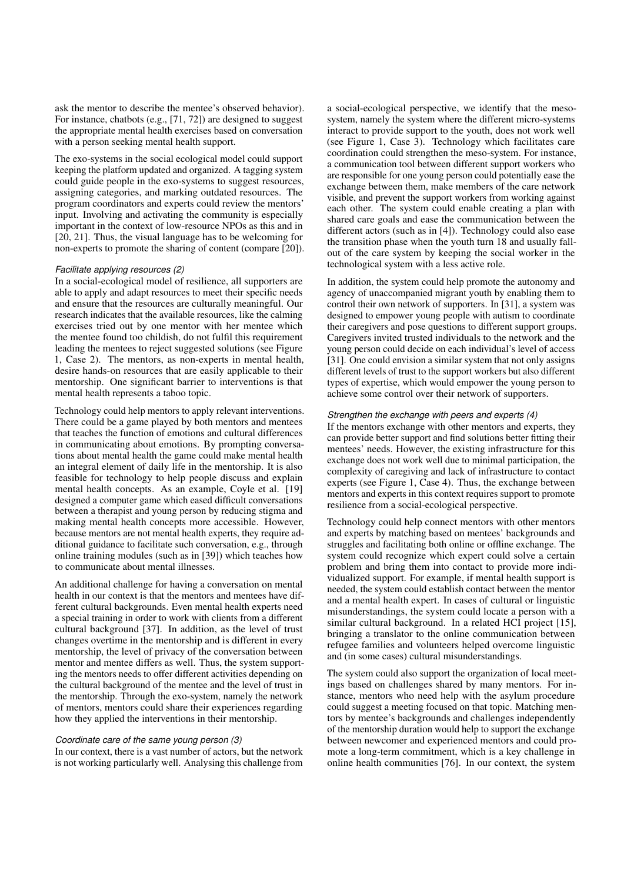ask the mentor to describe the mentee's observed behavior). For instance, chatbots (e.g., [71, 72]) are designed to suggest the appropriate mental health exercises based on conversation with a person seeking mental health support.

The exo-systems in the social ecological model could support keeping the platform updated and organized. A tagging system could guide people in the exo-systems to suggest resources, assigning categories, and marking outdated resources. The program coordinators and experts could review the mentors' input. Involving and activating the community is especially important in the context of low-resource NPOs as this and in [20, 21]. Thus, the visual language has to be welcoming for non-experts to promote the sharing of content (compare [20]).

#### *Facilitate applying resources (2)*

In a social-ecological model of resilience, all supporters are able to apply and adapt resources to meet their specific needs and ensure that the resources are culturally meaningful. Our research indicates that the available resources, like the calming exercises tried out by one mentor with her mentee which the mentee found too childish, do not fulfil this requirement leading the mentees to reject suggested solutions (see Figure 1, Case 2). The mentors, as non-experts in mental health, desire hands-on resources that are easily applicable to their mentorship. One significant barrier to interventions is that mental health represents a taboo topic.

Technology could help mentors to apply relevant interventions. There could be a game played by both mentors and mentees that teaches the function of emotions and cultural differences in communicating about emotions. By prompting conversations about mental health the game could make mental health an integral element of daily life in the mentorship. It is also feasible for technology to help people discuss and explain mental health concepts. As an example, Coyle et al. [19] designed a computer game which eased difficult conversations between a therapist and young person by reducing stigma and making mental health concepts more accessible. However, because mentors are not mental health experts, they require additional guidance to facilitate such conversation, e.g., through online training modules (such as in [39]) which teaches how to communicate about mental illnesses.

An additional challenge for having a conversation on mental health in our context is that the mentors and mentees have different cultural backgrounds. Even mental health experts need a special training in order to work with clients from a different cultural background [37]. In addition, as the level of trust changes overtime in the mentorship and is different in every mentorship, the level of privacy of the conversation between mentor and mentee differs as well. Thus, the system supporting the mentors needs to offer different activities depending on the cultural background of the mentee and the level of trust in the mentorship. Through the exo-system, namely the network of mentors, mentors could share their experiences regarding how they applied the interventions in their mentorship.

#### *Coordinate care of the same young person (3)*

In our context, there is a vast number of actors, but the network is not working particularly well. Analysing this challenge from a social-ecological perspective, we identify that the meso-system, namely the system where the different micro-systems interact to provide support to the youth, does not work well (see Figure 1, Case 3). Technology which facilitates care coordination could strengthen the meso-system. For instance, a communication tool between different support workers who are responsible for one young person could potentially ease the exchange between them, make members of the care network visible, and prevent the support workers from working against each other. The system could enable creating a plan with shared care goals and ease the communication between the different actors (such as in [4]). Technology could also ease the transition phase when the youth turn 18 and usually fall-out of the care system by keeping the social worker in the technological system with a less active role.

In addition, the system could help promote the autonomy and agency of unaccompanied migrant youth by enabling them to control their own network of supporters. In [31], a system was designed to empower young people with autism to coordinate their caregivers and pose questions to different support groups. Caregivers invited trusted individuals to the network and the young person could decide on each individual's level of access [31]. One could envision a similar system that not only assigns different levels of trust to the support workers but also different types of expertise, which would empower the young person to achieve some control over their network of supporters.

#### *Strengthen the exchange with peers and experts (4)*

If the mentors exchange with other mentors and experts, they can provide better support and find solutions better fitting their mentees' needs. However, the existing infrastructure for this exchange does not work well due to minimal participation, the complexity of caregiving and lack of infrastructure to contact experts (see Figure 1, Case 4). Thus, the exchange between mentors and experts in this context requires support to promote resilience from a social-ecological perspective.

Technology could help connect mentors with other mentors and experts by matching based on mentees' backgrounds and struggles and facilitating both online or offline exchange. The system could recognize which expert could solve a certain problem and bring them into contact to provide more individualized support. For example, if mental health support is needed, the system could establish contact between the mentor and a mental health expert. In cases of cultural or linguistic misunderstandings, the system could locate a person with a similar cultural background. In a related HCI project [15], bringing a translator to the online communication between refugee families and volunteers helped overcome linguistic and (in some cases) cultural misunderstandings.

The system could also support the organization of local meetings based on challenges shared by many mentors. For instance, mentors who need help with the asylum procedure could suggest a meeting focused on that topic. Matching mentors by mentee's backgrounds and challenges independently of the mentorship duration would help to support the exchange between newcomer and experienced mentors and could promote a long-term commitment, which is a key challenge in online health communities [76]. In our context, the system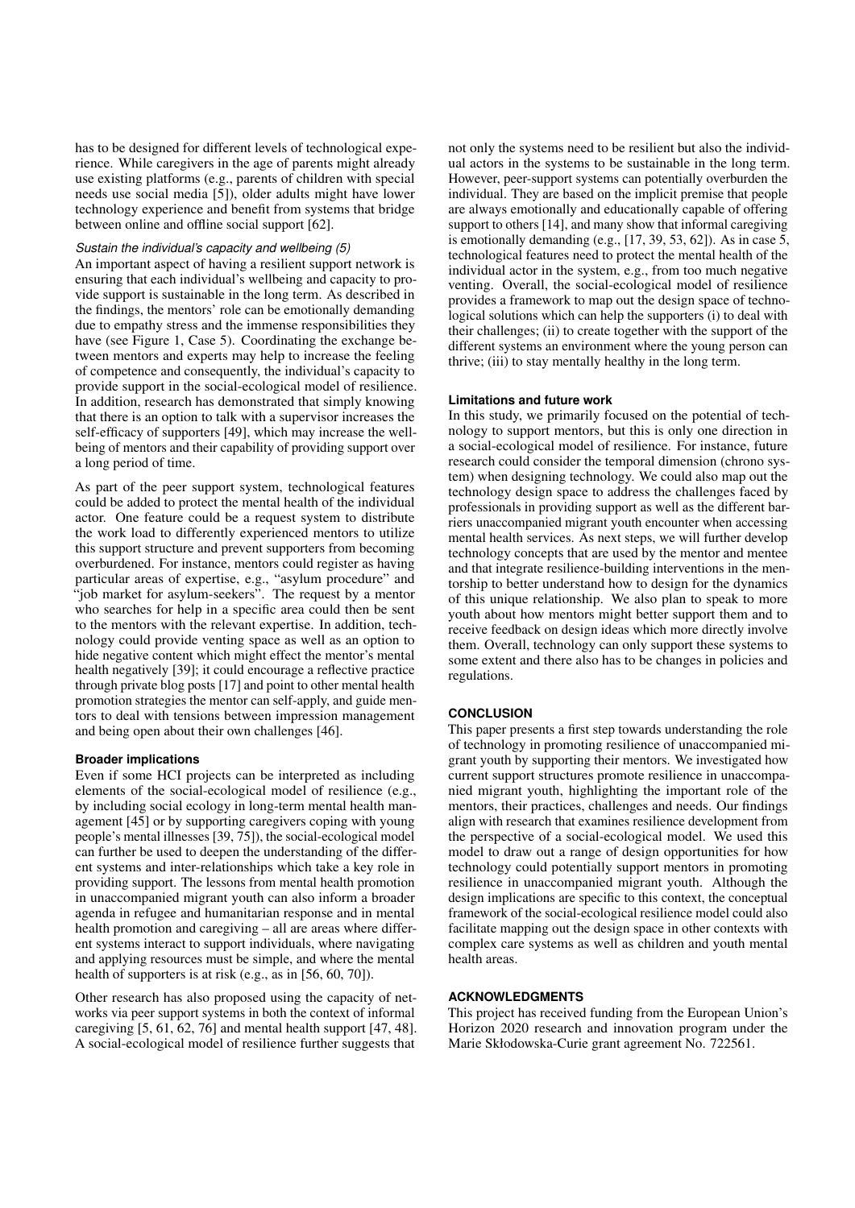has to be designed for different levels of technological experience. While caregivers in the age of parents might already use existing platforms (e.g., parents of children with special needs use social media [5]), older adults might have lower technology experience and benefit from systems that bridge between online and offline social support [62].

*Sustain the individual's capacity and wellbeing (5)*

An important aspect of having a resilient support network is ensuring that each individual's wellbeing and capacity to provide support is sustainable in the long term. As described in the findings, the mentors' role can be emotionally demanding due to empathy stress and the immense responsibilities they have (see Figure 1, Case 5). Coordinating the exchange between mentors and experts may help to increase the feeling of competence and consequently, the individual's capacity to provide support in the social-ecological model of resilience. In addition, research has demonstrated that simply knowing that there is an option to talk with a supervisor increases the self-efficacy of supporters [49], which may increase the wellbeing of mentors and their capability of providing support over a long period of time.

As part of the peer support system, technological features could be added to protect the mental health of the individual actor. One feature could be a request system to distribute the work load to differently experienced mentors to utilize this support structure and prevent supporters from becoming overburdened. For instance, mentors could register as having particular areas of expertise, e.g., "asylum procedure" and "job market for asylum-seekers". The request by a mentor who searches for help in a specific area could then be sent to the mentors with the relevant expertise. In addition, technology could provide venting space as well as an option to hide negative content which might effect the mentor's mental health negatively [39]; it could encourage a reflective practice through private blog posts [17] and point to other mental health promotion strategies the mentor can self-apply, and guide mentors to deal with tensions between impression management and being open about their own challenges [46].

### Broader implications

Even if some HCI projects can be interpreted as including elements of the social-ecological model of resilience (e.g., by including social ecology in long-term mental health management [45] or by supporting caregivers coping with young people's mental illnesses [39, 75]), the social-ecological model can further be used to deepen the understanding of the different systems and inter-relationships which take a key role in providing support. The lessons from mental health promotion in unaccompanied migrant youth can also inform a broader agenda in refugee and humanitarian response and in mental health promotion and caregiving – all are areas where different systems interact to support individuals, where navigating and applying resources must be simple, and where the mental health of supporters is at risk (e.g., as in [56, 60, 70]).

Other research has also proposed using the capacity of networks via peer support systems in both the context of informal caregiving [5, 61, 62, 76] and mental health support [47, 48]. A social-ecological model of resilience further suggests that not only the systems need to be resilient but also the individual actors in the systems to be sustainable in the long term. However, peer-support systems can potentially overburden the individual. They are based on the implicit premise that people are always emotionally and educationally capable of offering support to others [14], and many show that informal caregiving is emotionally demanding (e.g., [17, 39, 53, 62]). As in case 5, technological features need to protect the mental health of the individual actor in the system, e.g., from too much negative venting. Overall, the social-ecological model of resilience provides a framework to map out the design space of technological solutions which can help the supporters (i) to deal with their challenges; (ii) to create together with the support of the different systems an environment where the young person can thrive; (iii) to stay mentally healthy in the long term.

### Limitations and future work

In this study, we primarily focused on the potential of technology to support mentors, but this is only one direction in a social-ecological model of resilience. For instance, future research could consider the temporal dimension (chrono system) when designing technology. We could also map out the technology design space to address the challenges faced by professionals in providing support as well as the different barriers unaccompanied migrant youth encounter when accessing mental health services. As next steps, we will further develop technology concepts that are used by the mentor and mentee and that integrate resilience-building interventions in the mentorship to better understand how to design for the dynamics of this unique relationship. We also plan to speak to more youth about how mentors might better support them and to receive feedback on design ideas which more directly involve them. Overall, technology can only support these systems to some extent and there also has to be changes in policies and regulations.

## CONCLUSION

This paper presents a first step towards understanding the role of technology in promoting resilience of unaccompanied migrant youth by supporting their mentors. We investigated how current support structures promote resilience in unaccompanied migrant youth, highlighting the important role of the mentors, their practices, challenges and needs. Our findings align with research that examines resilience development from the perspective of a social-ecological model. We used this model to draw out a range of design opportunities for how technology could potentially support mentors in promoting resilience in unaccompanied migrant youth. Although the design implications are specific to this context, the conceptual framework of the social-ecological resilience model could also facilitate mapping out the design space in other contexts with complex care systems as well as children and youth mental health areas.

## ACKNOWLEDGMENTS

This project has received funding from the European Union's Horizon 2020 research and innovation program under the Marie Skłodowska-Curie grant agreement No. 722561.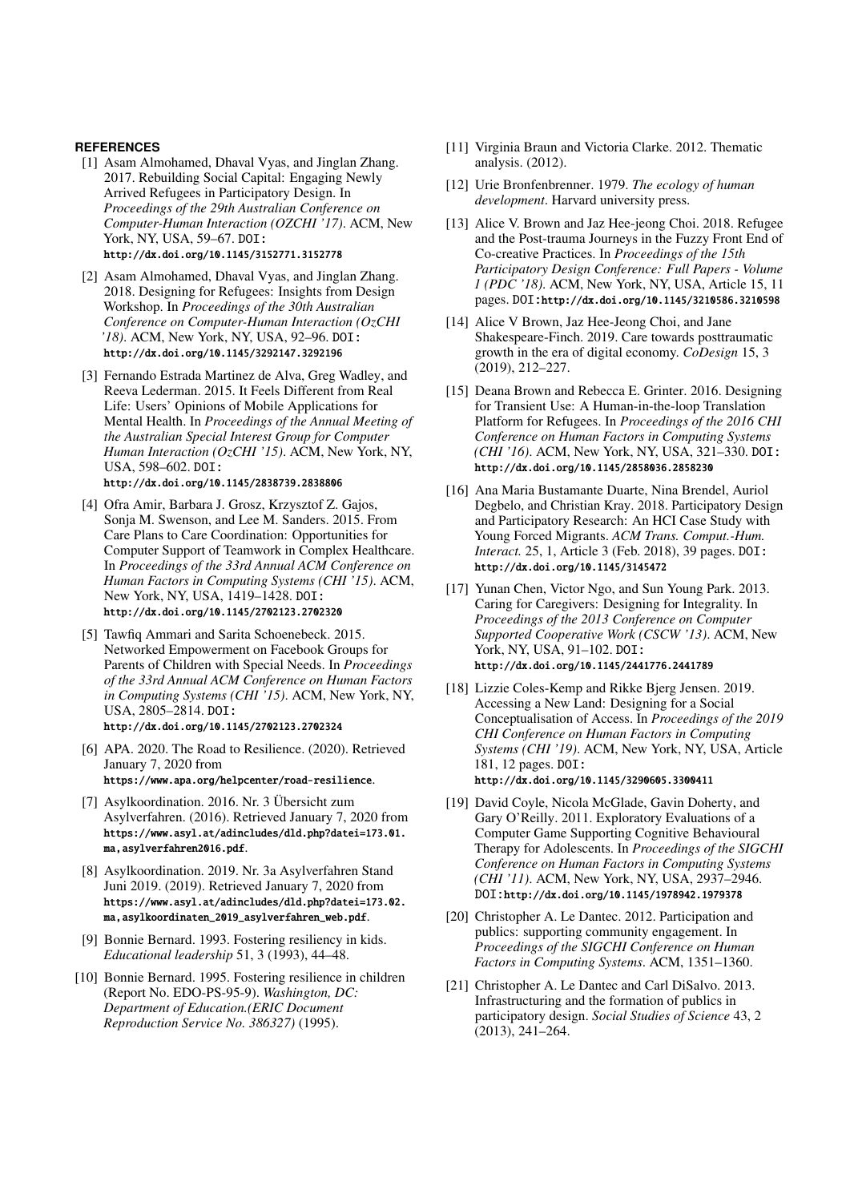## REFERENCES

[1] Asam Almohamed, Dhaval Vyas, and Jinglan Zhang. 2017. Rebuilding Social Capital: Engaging Newly Arrived Refugees in Participatory Design. In *Proceedings of the 29th Australian Conference on Computer-Human Interaction (OZCHI '17)*. ACM, New York, NY, USA, 59–67. DOI: http://dx.doi.org/10.1145/3152771.3152778

[2] Asam Almohamed, Dhaval Vyas, and Jinglan Zhang. 2018. Designing for Refugees: Insights from Design Workshop. In *Proceedings of the 30th Australian Conference on Computer-Human Interaction (OzCHI '18)*. ACM, New York, NY, USA, 92–96. DOI: http://dx.doi.org/10.1145/3292147.3292196

[3] Fernando Estrada Martinez de Alva, Greg Wadley, and Reeva Lederman. 2015. It Feels Different from Real Life: Users' Opinions of Mobile Applications for Mental Health. In *Proceedings of the Annual Meeting of the Australian Special Interest Group for Computer Human Interaction (OzCHI '15)*. ACM, New York, NY, USA, 598–602. DOI: http://dx.doi.org/10.1145/2838739.2838806

[4] Ofra Amir, Barbara J. Grosz, Krzysztof Z. Gajos, Sonja M. Swenson, and Lee M. Sanders. 2015. From Care Plans to Care Coordination: Opportunities for Computer Support of Teamwork in Complex Healthcare. In *Proceedings of the 33rd Annual ACM Conference on Human Factors in Computing Systems (CHI '15)*. ACM, New York, NY, USA, 1419–1428. DOI: http://dx.doi.org/10.1145/2702123.2702320

[5] Tawfiq Ammari and Sarita Schoenebeck. 2015. Networked Empowerment on Facebook Groups for Parents of Children with Special Needs. In *Proceedings of the 33rd Annual ACM Conference on Human Factors in Computing Systems (CHI '15)*. ACM, New York, NY, USA, 2805–2814. DOI: http://dx.doi.org/10.1145/2702123.2702324

[6] APA. 2020. The Road to Resilience. (2020). Retrieved January 7, 2020 from https://www.apa.org/helpcenter/road-resilience.

[7] Asylkoordination. 2016. Nr. 3 Übersicht zum Asylverfahren. (2016). Retrieved January 7, 2020 from https://www.asyl.at/adincludes/dld.php?datei=173.01.ma,asylverfahren2016.pdf.

[8] Asylkoordination. 2019. Nr. 3a Asylverfahren Stand Juni 2019. (2019). Retrieved January 7, 2020 from https://www.asyl.at/adincludes/dld.php?datei=173.02.ma,asylkoordinaten_2019_asylverfahren_web.pdf.

[9] Bonnie Bernard. 1993. Fostering resiliency in kids. *Educational leadership* 51, 3 (1993), 44–48.

[10] Bonnie Bernard. 1995. Fostering resilience in children (Report No. EDO-PS-95-9). *Washington, DC: Department of Education.(ERIC Document Reproduction Service No. 386327)* (1995).

[11] Virginia Braun and Victoria Clarke. 2012. Thematic analysis. (2012).

[12] Urie Bronfenbrenner. 1979. *The ecology of human development*. Harvard university press.

[13] Alice V. Brown and Jaz Hee-jeong Choi. 2018. Refugee and the Post-trauma Journeys in the Fuzzy Front End of Co-creative Practices. In *Proceedings of the 15th Participatory Design Conference: Full Papers - Volume 1 (PDC '18)*. ACM, New York, NY, USA, Article 15, 11 pages. DOI:http://dx.doi.org/10.1145/3210586.3210598

[14] Alice V Brown, Jaz Hee-Jeong Choi, and Jane Shakespeare-Finch. 2019. Care towards posttraumatic growth in the era of digital economy. *CoDesign* 15, 3 (2019), 212–227.

[15] Deana Brown and Rebecca E. Grinter. 2016. Designing for Transient Use: A Human-in-the-loop Translation Platform for Refugees. In *Proceedings of the 2016 CHI Conference on Human Factors in Computing Systems (CHI '16)*. ACM, New York, NY, USA, 321–330. DOI: http://dx.doi.org/10.1145/2858036.2858230

[16] Ana Maria Bustamante Duarte, Nina Brendel, Auriol Degbelo, and Christian Kray. 2018. Participatory Design and Participatory Research: An HCI Case Study with Young Forced Migrants. *ACM Trans. Comput.-Hum. Interact.* 25, 1, Article 3 (Feb. 2018), 39 pages. DOI: http://dx.doi.org/10.1145/3145472

[17] Yunan Chen, Victor Ngo, and Sun Young Park. 2013. Caring for Caregivers: Designing for Integrality. In *Proceedings of the 2013 Conference on Computer Supported Cooperative Work (CSCW '13)*. ACM, New York, NY, USA, 91–102. DOI: http://dx.doi.org/10.1145/2441776.2441789

[18] Lizzie Coles-Kemp and Rikke Bjerg Jensen. 2019. Accessing a New Land: Designing for a Social Conceptualisation of Access. In *Proceedings of the 2019 CHI Conference on Human Factors in Computing Systems (CHI '19)*. ACM, New York, NY, USA, Article 181, 12 pages. DOI: http://dx.doi.org/10.1145/3290605.3300411

[19] David Coyle, Nicola McGlade, Gavin Doherty, and Gary O'Reilly. 2011. Exploratory Evaluations of a Computer Game Supporting Cognitive Behavioural Therapy for Adolescents. In *Proceedings of the SIGCHI Conference on Human Factors in Computing Systems (CHI '11)*. ACM, New York, NY, USA, 2937–2946. DOI:http://dx.doi.org/10.1145/1978942.1979378

[20] Christopher A. Le Dantec. 2012. Participation and publics: supporting community engagement. In *Proceedings of the SIGCHI Conference on Human Factors in Computing Systems*. ACM, 1351–1360.

[21] Christopher A. Le Dantec and Carl DiSalvo. 2013. Infrastructuring and the formation of publics in participatory design. *Social Studies of Science* 43, 2 (2013), 241–264.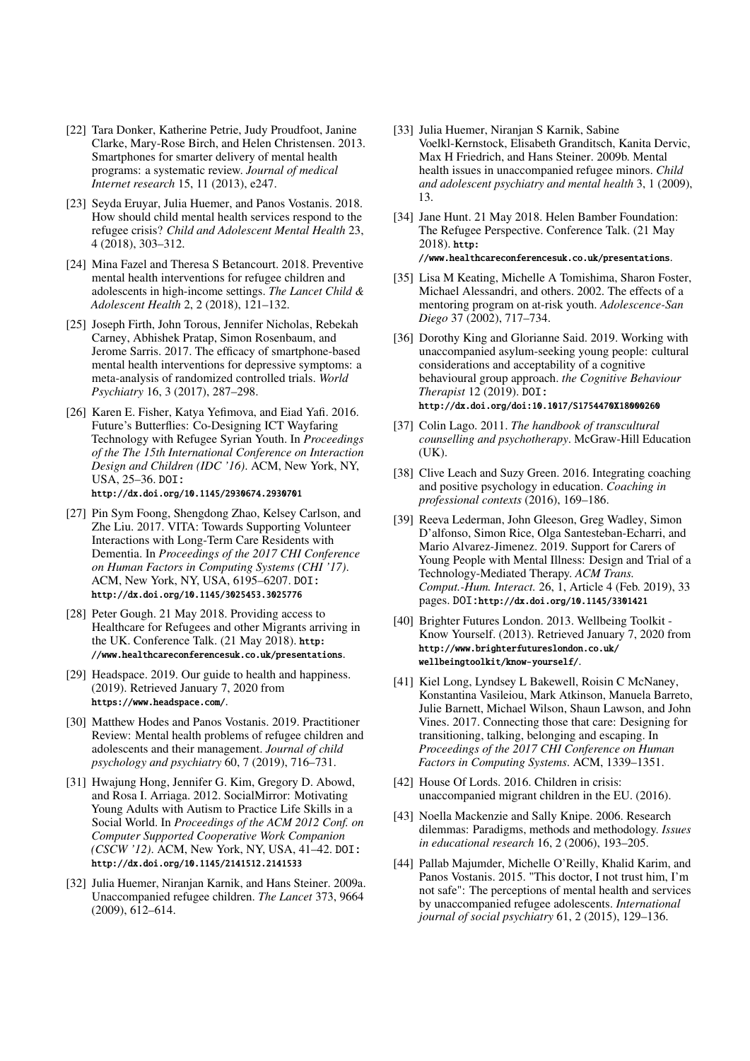[22] Tara Donker, Katherine Petrie, Judy Proudfoot, Janine Clarke, Mary-Rose Birch, and Helen Christensen. 2013. Smartphones for smarter delivery of mental health programs: a systematic review. *Journal of medical Internet research* 15, 11 (2013), e247.

[23] Seyda Eruyar, Julia Huemer, and Panos Vostanis. 2018. How should child mental health services respond to the refugee crisis? *Child and Adolescent Mental Health* 23, 4 (2018), 303–312.

[24] Mina Fazel and Theresa S Betancourt. 2018. Preventive mental health interventions for refugee children and adolescents in high-income settings. *The Lancet Child & Adolescent Health* 2, 2 (2018), 121–132.

[25] Joseph Firth, John Torous, Jennifer Nicholas, Rebekah Carney, Abhishek Pratap, Simon Rosenbaum, and Jerome Sarris. 2017. The efficacy of smartphone-based mental health interventions for depressive symptoms: a meta-analysis of randomized controlled trials. *World Psychiatry* 16, 3 (2017), 287–298.

[26] Karen E. Fisher, Katya Yefimova, and Eiad Yafi. 2016. Future's Butterflies: Co-Designing ICT Wayfaring Technology with Refugee Syrian Youth. In *Proceedings of the The 15th International Conference on Interaction Design and Children (IDC '16)*. ACM, New York, NY, USA, 25–36. DOI: http://dx.doi.org/10.1145/2930674.2930701

[27] Pin Sym Foong, Shengdong Zhao, Kelsey Carlson, and Zhe Liu. 2017. VITA: Towards Supporting Volunteer Interactions with Long-Term Care Residents with Dementia. In *Proceedings of the 2017 CHI Conference on Human Factors in Computing Systems (CHI '17)*. ACM, New York, NY, USA, 6195–6207. DOI: http://dx.doi.org/10.1145/3025453.3025776

[28] Peter Gough. 21 May 2018. Providing access to Healthcare for Refugees and other Migrants arriving in the UK. Conference Talk. (21 May 2018). http://www.healthcareconferencesuk.co.uk/presentations.

[29] Headspace. 2019. Our guide to health and happiness. (2019). Retrieved January 7, 2020 from https://www.headspace.com/.

[30] Matthew Hodes and Panos Vostanis. 2019. Practitioner Review: Mental health problems of refugee children and adolescents and their management. *Journal of child psychology and psychiatry* 60, 7 (2019), 716–731.

[31] Hwajung Hong, Jennifer G. Kim, Gregory D. Abowd, and Rosa I. Arriaga. 2012. SocialMirror: Motivating Young Adults with Autism to Practice Life Skills in a Social World. In *Proceedings of the ACM 2012 Conf. on Computer Supported Cooperative Work Companion (CSCW '12)*. ACM, New York, NY, USA, 41–42. DOI: http://dx.doi.org/10.1145/2141512.2141533

[32] Julia Huemer, Niranjan Karnik, and Hans Steiner. 2009a. Unaccompanied refugee children. *The Lancet* 373, 9664 (2009), 612–614.

[33] Julia Huemer, Niranjan S Karnik, Sabine Voelkl-Kernstock, Elisabeth Granditsch, Kanita Dervic, Max H Friedrich, and Hans Steiner. 2009b. Mental health issues in unaccompanied refugee minors. *Child and adolescent psychiatry and mental health* 3, 1 (2009), 13.

[34] Jane Hunt. 21 May 2018. Helen Bamber Foundation: The Refugee Perspective. Conference Talk. (21 May 2018). http://www.healthcareconferencesuk.co.uk/presentations.

[35] Lisa M Keating, Michelle A Tomishima, Sharon Foster, Michael Alessandri, and others. 2002. The effects of a mentoring program on at-risk youth. *Adolescence-San Diego* 37 (2002), 717–734.

[36] Dorothy King and Glorianne Said. 2019. Working with unaccompanied asylum-seeking young people: cultural considerations and acceptability of a cognitive behavioural group approach. *the Cognitive Behaviour Therapist* 12 (2019). DOI: http://dx.doi.org/doi:10.1017/S1754470X18000260

[37] Colin Lago. 2011. *The handbook of transcultural counselling and psychotherapy*. McGraw-Hill Education (UK).

[38] Clive Leach and Suzy Green. 2016. Integrating coaching and positive psychology in education. *Coaching in professional contexts* (2016), 169–186.

[39] Reeva Lederman, John Gleeson, Greg Wadley, Simon D'alfonso, Simon Rice, Olga Santesteban-Echarri, and Mario Alvarez-Jimenez. 2019. Support for Carers of Young People with Mental Illness: Design and Trial of a Technology-Mediated Therapy. *ACM Trans. Comput.-Hum. Interact.* 26, 1, Article 4 (Feb. 2019), 33 pages. DOI: http://dx.doi.org/10.1145/3301421

[40] Brighter Futures London. 2013. Wellbeing Toolkit - Know Yourself. (2013). Retrieved January 7, 2020 from http://www.brighterfutureslondon.co.uk/wellbeingtoolkit/know-yourself/.

[41] Kiel Long, Lyndsey L Bakewell, Roisin C McNaney, Konstantina Vasileiou, Mark Atkinson, Manuela Barreto, Julie Barnett, Michael Wilson, Shaun Lawson, and John Vines. 2017. Connecting those that care: Designing for transitioning, talking, belonging and escaping. In *Proceedings of the 2017 CHI Conference on Human Factors in Computing Systems*. ACM, 1339–1351.

[42] House Of Lords. 2016. Children in crisis: unaccompanied migrant children in the EU. (2016).

[43] Noella Mackenzie and Sally Knipe. 2006. Research dilemmas: Paradigms, methods and methodology. *Issues in educational research* 16, 2 (2006), 193–205.

[44] Pallab Majumder, Michelle O'Reilly, Khalid Karim, and Panos Vostanis. 2015. "This doctor, I not trust him, I'm not safe": The perceptions of mental health and services by unaccompanied refugee adolescents. *International journal of social psychiatry* 61, 2 (2015), 129–136.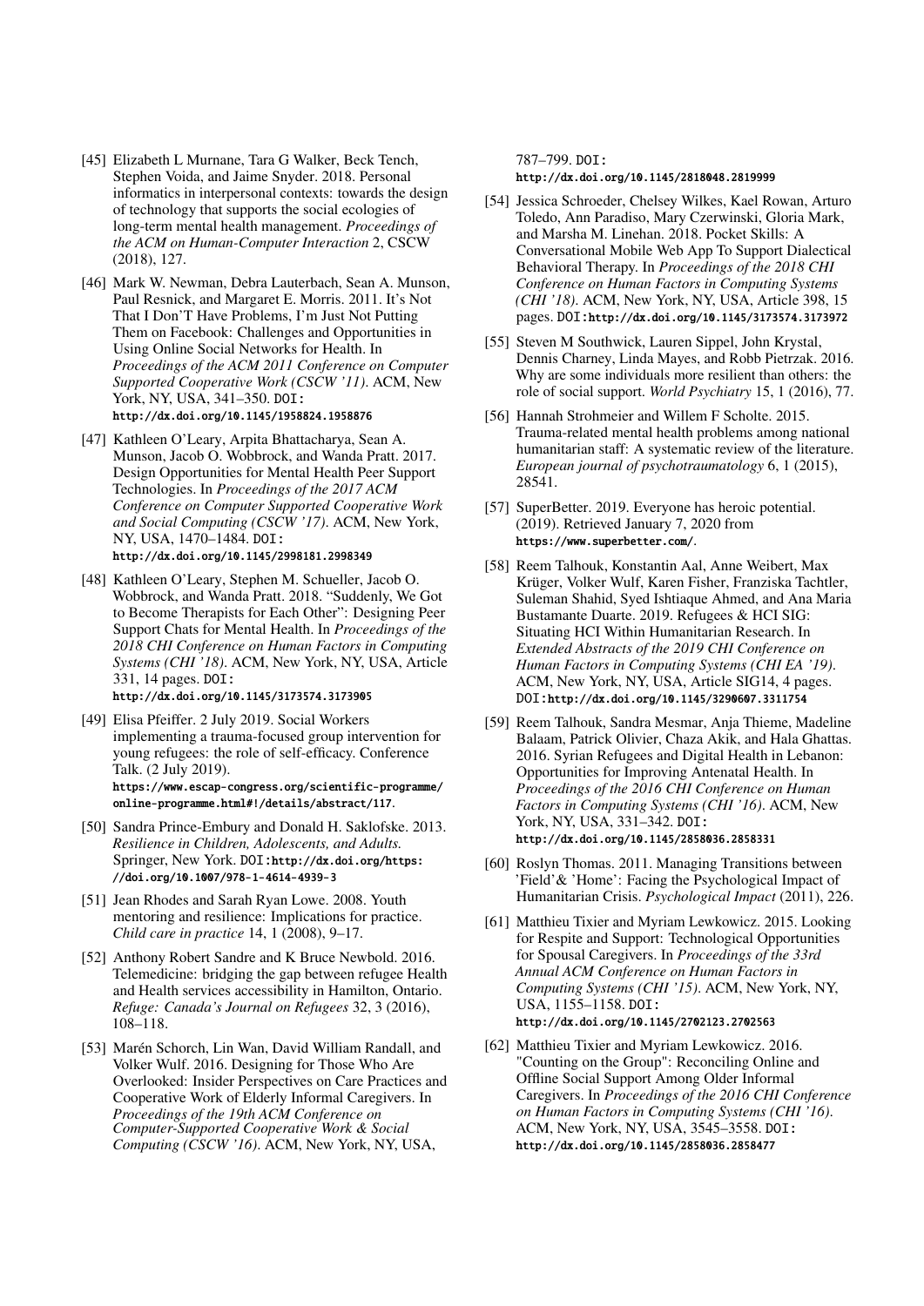[45] Elizabeth L Murnane, Tara G Walker, Beck Tench, Stephen Voida, and Jaime Snyder. 2018. Personal informatics in interpersonal contexts: towards the design of technology that supports the social ecologies of long-term mental health management. *Proceedings of the ACM on Human-Computer Interaction* 2, CSCW (2018), 127.

[46] Mark W. Newman, Debra Lauterbach, Sean A. Munson, Paul Resnick, and Margaret E. Morris. 2011. It's Not That I Don'T Have Problems, I'm Just Not Putting Them on Facebook: Challenges and Opportunities in Using Online Social Networks for Health. In *Proceedings of the ACM 2011 Conference on Computer Supported Cooperative Work (CSCW '11)*. ACM, New York, NY, USA, 341–350. DOI: http://dx.doi.org/10.1145/1958824.1958876

[47] Kathleen O'Leary, Arpita Bhattacharya, Sean A. Munson, Jacob O. Wobbrock, and Wanda Pratt. 2017. Design Opportunities for Mental Health Peer Support Technologies. In *Proceedings of the 2017 ACM Conference on Computer Supported Cooperative Work and Social Computing (CSCW '17)*. ACM, New York, NY, USA, 1470–1484. DOI: http://dx.doi.org/10.1145/2998181.2998349

[48] Kathleen O'Leary, Stephen M. Schueller, Jacob O. Wobbrock, and Wanda Pratt. 2018. "Suddenly, We Got to Become Therapists for Each Other": Designing Peer Support Chats for Mental Health. In *Proceedings of the 2018 CHI Conference on Human Factors in Computing Systems (CHI '18)*. ACM, New York, NY, USA, Article 331, 14 pages. DOI: http://dx.doi.org/10.1145/3173574.3173905

[49] Elisa Pfeiffer. 2 July 2019. Social Workers implementing a trauma-focused group intervention for young refugees: the role of self-efficacy. Conference Talk. (2 July 2019). https://www.escap-congress.org/scientific-programme/online-programme.html#!/details/abstract/117.

[50] Sandra Prince-Embury and Donald H. Saklofske. 2013. *Resilience in Children, Adolescents, and Adults.* Springer, New York. DOI: http://dx.doi.org/https://doi.org/10.1007/978-1-4614-4939-3

[51] Jean Rhodes and Sarah Ryan Lowe. 2008. Youth mentoring and resilience: Implications for practice. *Child care in practice* 14, 1 (2008), 9–17.

[52] Anthony Robert Sandre and K Bruce Newbold. 2016. Telemedicine: bridging the gap between refugee Health and Health services accessibility in Hamilton, Ontario. *Refuge: Canada's Journal on Refugees* 32, 3 (2016), 108–118.

[53] Marén Schorch, Lin Wan, David William Randall, and Volker Wulf. 2016. Designing for Those Who Are Overlooked: Insider Perspectives on Care Practices and Cooperative Work of Elderly Informal Caregivers. In *Proceedings of the 19th ACM Conference on Computer-Supported Cooperative Work & Social Computing (CSCW '16)*. ACM, New York, NY, USA, 787–799. DOI: http://dx.doi.org/10.1145/2818048.2819999

[54] Jessica Schroeder, Chelsey Wilkes, Kael Rowan, Arturo Toledo, Ann Paradiso, Mary Czerwinski, Gloria Mark, and Marsha M. Linehan. 2018. Pocket Skills: A Conversational Mobile Web App To Support Dialectical Behavioral Therapy. In *Proceedings of the 2018 CHI Conference on Human Factors in Computing Systems (CHI '18)*. ACM, New York, NY, USA, Article 398, 15 pages. DOI: http://dx.doi.org/10.1145/3173574.3173972

[55] Steven M Southwick, Lauren Sippel, John Krystal, Dennis Charney, Linda Mayes, and Robb Pietrzak. 2016. Why are some individuals more resilient than others: the role of social support. *World Psychiatry* 15, 1 (2016), 77.

[56] Hannah Strohmeier and Willem F Scholte. 2015. Trauma-related mental health problems among national humanitarian staff: A systematic review of the literature. *European journal of psychotraumatology* 6, 1 (2015), 28541.

[57] SuperBetter. 2019. Everyone has heroic potential. (2019). Retrieved January 7, 2020 from https://www.superbetter.com/.

[58] Reem Talhouk, Konstantin Aal, Anne Weibert, Max Krüger, Volker Wulf, Karen Fisher, Franziska Tachtler, Suleman Shahid, Syed Ishtiaque Ahmed, and Ana Maria Bustamante Duarte. 2019. Refugees & HCI SIG: Situating HCI Within Humanitarian Research. In *Extended Abstracts of the 2019 CHI Conference on Human Factors in Computing Systems (CHI EA '19)*. ACM, New York, NY, USA, Article SIG14, 4 pages. DOI: http://dx.doi.org/10.1145/3290607.3311754

[59] Reem Talhouk, Sandra Mesmar, Anja Thieme, Madeline Balaam, Patrick Olivier, Chaza Akik, and Hala Ghattas. 2016. Syrian Refugees and Digital Health in Lebanon: Opportunities for Improving Antenatal Health. In *Proceedings of the 2016 CHI Conference on Human Factors in Computing Systems (CHI '16)*. ACM, New York, NY, USA, 331–342. DOI: http://dx.doi.org/10.1145/2858036.2858331

[60] Roslyn Thomas. 2011. Managing Transitions between 'Field'& 'Home': Facing the Psychological Impact of Humanitarian Crisis. *Psychological Impact* (2011), 226.

[61] Matthieu Tixier and Myriam Lewkowicz. 2015. Looking for Respite and Support: Technological Opportunities for Spousal Caregivers. In *Proceedings of the 33rd Annual ACM Conference on Human Factors in Computing Systems (CHI '15)*. ACM, New York, NY, USA, 1155–1158. DOI: http://dx.doi.org/10.1145/2702123.2702563

[62] Matthieu Tixier and Myriam Lewkowicz. 2016. "Counting on the Group": Reconciling Online and Offline Social Support Among Older Informal Caregivers. In *Proceedings of the 2016 CHI Conference on Human Factors in Computing Systems (CHI '16)*. ACM, New York, NY, USA, 3545–3558. DOI: http://dx.doi.org/10.1145/2858036.2858477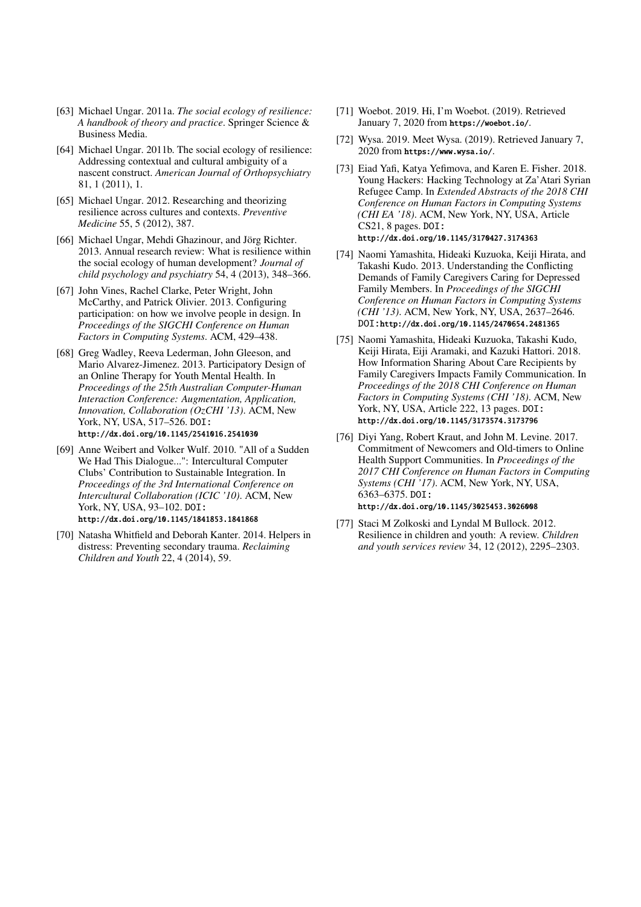[63] Michael Ungar. 2011a. *The social ecology of resilience: A handbook of theory and practice*. Springer Science & Business Media.

[64] Michael Ungar. 2011b. The social ecology of resilience: Addressing contextual and cultural ambiguity of a nascent construct. *American Journal of Orthopsychiatry* 81, 1 (2011), 1.

[65] Michael Ungar. 2012. Researching and theorizing resilience across cultures and contexts. *Preventive Medicine* 55, 5 (2012), 387.

[66] Michael Ungar, Mehdi Ghazinour, and Jörg Richter. 2013. Annual research review: What is resilience within the social ecology of human development? *Journal of child psychology and psychiatry* 54, 4 (2013), 348–366.

[67] John Vines, Rachel Clarke, Peter Wright, John McCarthy, and Patrick Olivier. 2013. Configuring participation: on how we involve people in design. In *Proceedings of the SIGCHI Conference on Human Factors in Computing Systems*. ACM, 429–438.

[68] Greg Wadley, Reeva Lederman, John Gleeson, and Mario Alvarez-Jimenez. 2013. Participatory Design of an Online Therapy for Youth Mental Health. In *Proceedings of the 25th Australian Computer-Human Interaction Conference: Augmentation, Application, Innovation, Collaboration (OzCHI '13)*. ACM, New York, NY, USA, 517–526. DOI: http://dx.doi.org/10.1145/2541016.2541030

[69] Anne Weibert and Volker Wulf. 2010. "All of a Sudden We Had This Dialogue...": Intercultural Computer Clubs' Contribution to Sustainable Integration. In *Proceedings of the 3rd International Conference on Intercultural Collaboration (ICIC '10)*. ACM, New York, NY, USA, 93–102. DOI: http://dx.doi.org/10.1145/1841853.1841868

[70] Natasha Whitfield and Deborah Kanter. 2014. Helpers in distress: Preventing secondary trauma. *Reclaiming Children and Youth* 22, 4 (2014), 59.

[71] Woebot. 2019. Hi, I'm Woebot. (2019). Retrieved January 7, 2020 from https://woebot.io/.

[72] Wysa. 2019. Meet Wysa. (2019). Retrieved January 7, 2020 from https://www.wysa.io/.

[73] Eiad Yafi, Katya Yefimova, and Karen E. Fisher. 2018. Young Hackers: Hacking Technology at Za'Atari Syrian Refugee Camp. In *Extended Abstracts of the 2018 CHI Conference on Human Factors in Computing Systems (CHI EA '18)*. ACM, New York, NY, USA, Article CS21, 8 pages. DOI: http://dx.doi.org/10.1145/3170427.3174363

[74] Naomi Yamashita, Hideaki Kuzuoka, Keiji Hirata, and Takashi Kudo. 2013. Understanding the Conflicting Demands of Family Caregivers Caring for Depressed Family Members. In *Proceedings of the SIGCHI Conference on Human Factors in Computing Systems (CHI '13)*. ACM, New York, NY, USA, 2637–2646. DOI: http://dx.doi.org/10.1145/2470654.2481365

[75] Naomi Yamashita, Hideaki Kuzuoka, Takashi Kudo, Keiji Hirata, Eiji Aramaki, and Kazuki Hattori. 2018. How Information Sharing About Care Recipients by Family Caregivers Impacts Family Communication. In *Proceedings of the 2018 CHI Conference on Human Factors in Computing Systems (CHI '18)*. ACM, New York, NY, USA, Article 222, 13 pages. DOI: http://dx.doi.org/10.1145/3173574.3173796

[76] Diyi Yang, Robert Kraut, and John M. Levine. 2017. Commitment of Newcomers and Old-timers to Online Health Support Communities. In *Proceedings of the 2017 CHI Conference on Human Factors in Computing Systems (CHI '17)*. ACM, New York, NY, USA, 6363–6375. DOI: http://dx.doi.org/10.1145/3025453.3026008

[77] Staci M Zolkoski and Lyndal M Bullock. 2012. Resilience in children and youth: A review. *Children and youth services review* 34, 12 (2012), 2295–2303.